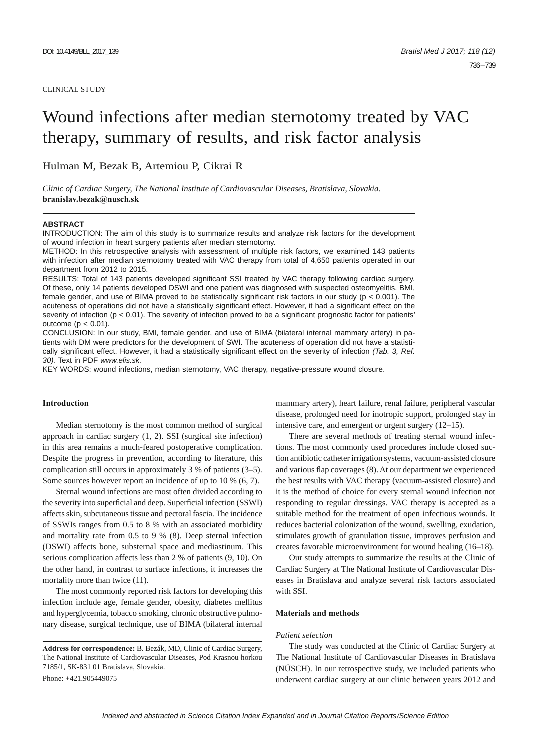CLINICAL STUDY

# Wound infections after median sternotomy treated by VAC therapy, summary of results, and risk factor analysis

Hulman M, Bezak B, Artemiou P, Cikrai R

*Clinic of Cardiac Surgery, The National Institute of Cardiovascular Diseases, Bratislava, Slovakia.*
**branislav.bezak@nusch.sk**

**ABSTRACT**

INTRODUCTION: The aim of this study is to summarize results and analyze risk factors for the development of wound infection in heart surgery patients after median sternotomy.

METHOD: In this retrospective analysis with assessment of multiple risk factors, we examined 143 patients with infection after median sternotomy treated with VAC therapy from total of 4,650 patients operated in our department from 2012 to 2015.

RESULTS: Total of 143 patients developed significant SSI treated by VAC therapy following cardiac surgery. Of these, only 14 patients developed DSWI and one patient was diagnosed with suspected osteomyelitis. BMI, female gender, and use of BIMA proved to be statistically significant risk factors in our study ($p < 0.001$). The acuteness of operations did not have a statistically significant effect. However, it had a significant effect on the severity of infection ($p < 0.01$). The severity of infection proved to be a significant prognostic factor for patients' outcome ($p < 0.01$).

CONCLUSION: In our study, BMI, female gender, and use of BIMA (bilateral internal mammary artery) in patients with DM were predictors for the development of SWI. The acuteness of operation did not have a statistically significant effect. However, it had a statistically significant effect on the severity of infection *(Tab. 3, Ref. 30).* Text in PDF *www.elis.sk.*

KEY WORDS: wound infections, median sternotomy, VAC therapy, negative-pressure wound closure.

## Introduction

Median sternotomy is the most common method of surgical approach in cardiac surgery (1, 2). SSI (surgical site infection) in this area remains a much-feared postoperative complication. Despite the progress in prevention, according to literature, this complication still occurs in approximately 3 % of patients (3–5). Some sources however report an incidence of up to 10 % (6, 7).

Sternal wound infections are most often divided according to the severity into superficial and deep. Superficial infection (SSWI) affects skin, subcutaneous tissue and pectoral fascia. The incidence of SSWIs ranges from 0.5 to 8 % with an associated morbidity and mortality rate from 0.5 to 9 % (8). Deep sternal infection (DSWI) affects bone, substernal space and mediastinum. This serious complication affects less than 2 % of patients (9, 10). On the other hand, in contrast to surface infections, it increases the mortality more than twice (11).

The most commonly reported risk factors for developing this infection include age, female gender, obesity, diabetes mellitus and hyperglycemia, tobacco smoking, chronic obstructive pulmonary disease, surgical technique, use of BIMA (bilateral internal mammary artery), heart failure, renal failure, peripheral vascular disease, prolonged need for inotropic support, prolonged stay in intensive care, and emergent or urgent surgery (12–15).

There are several methods of treating sternal wound infections. The most commonly used procedures include closed suction antibiotic catheter irrigation systems, vacuum-assisted closure and various flap coverages (8). At our department we experienced the best results with VAC therapy (vacuum-assisted closure) and it is the method of choice for every sternal wound infection not responding to regular dressings. VAC therapy is accepted as a suitable method for the treatment of open infectious wounds. It reduces bacterial colonization of the wound, swelling, exudation, stimulates growth of granulation tissue, improves perfusion and creates favorable microenvironment for wound healing (16–18).

Our study attempts to summarize the results at the Clinic of Cardiac Surgery at The National Institute of Cardiovascular Diseases in Bratislava and analyze several risk factors associated with SSI.

## Materials and methods

### *Patient selection*

The study was conducted at the Clinic of Cardiac Surgery at The National Institute of Cardiovascular Diseases in Bratislava (NÚSCH). In our retrospective study, we included patients who underwent cardiac surgery at our clinic between years 2012 and

**Address for correspondence:** B. Bezák, MD, Clinic of Cardiac Surgery, The National Institute of Cardiovascular Diseases, Pod Krasnou horkou 7185/1, SK-831 01 Bratislava, Slovakia.

Phone: +421.905449075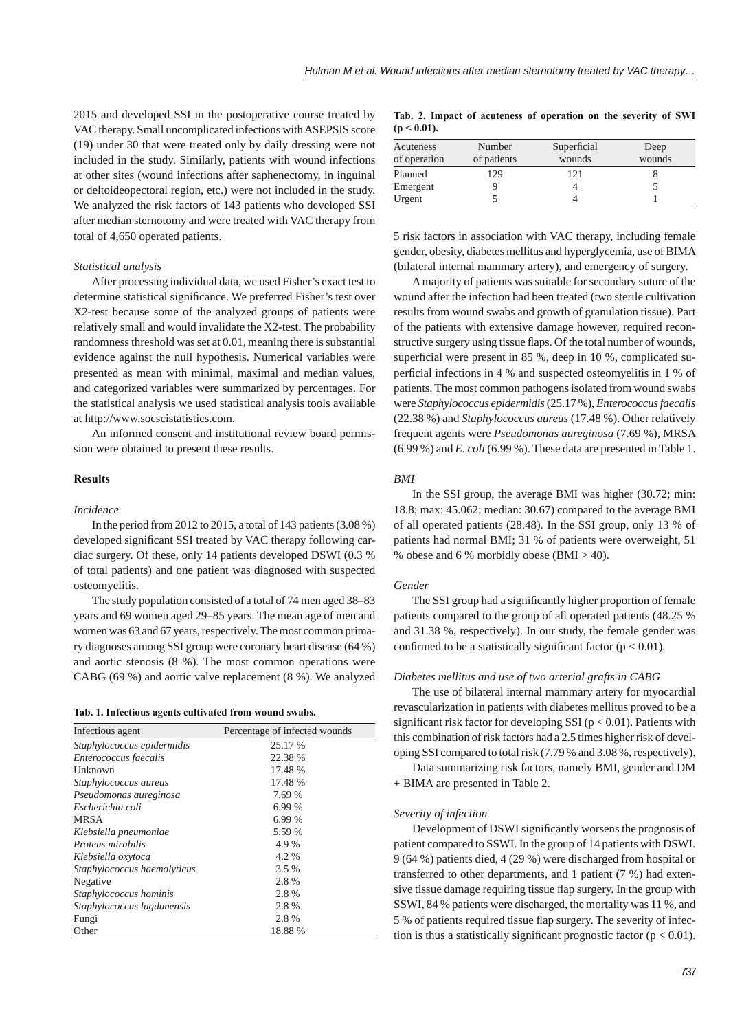2015 and developed SSI in the postoperative course treated by VAC therapy. Small uncomplicated infections with ASEPSIS score (19) under 30 that were treated only by daily dressing were not included in the study. Similarly, patients with wound infections at other sites (wound infections after saphenectomy, in inguinal or deltoideopectoral region, etc.) were not included in the study. We analyzed the risk factors of 143 patients who developed SSI after median sternotomy and were treated with VAC therapy from total of 4,650 operated patients.

*Statistical analysis*

After processing individual data, we used Fisher's exact test to determine statistical significance. We preferred Fisher's test over X2-test because some of the analyzed groups of patients were relatively small and would invalidate the X2-test. The probability randomness threshold was set at 0.01, meaning there is substantial evidence against the null hypothesis. Numerical variables were presented as mean with minimal, maximal and median values, and categorized variables were summarized by percentages. For the statistical analysis we used statistical analysis tools available at http://www.socscistatistics.com.

An informed consent and institutional review board permission were obtained to present these results.

**Results**

*Incidence*

In the period from 2012 to 2015, a total of 143 patients (3.08 %) developed significant SSI treated by VAC therapy following cardiac surgery. Of these, only 14 patients developed DSWI (0.3 % of total patients) and one patient was diagnosed with suspected osteomyelitis.

The study population consisted of a total of 74 men aged 38–83 years and 69 women aged 29–85 years. The mean age of men and women was 63 and 67 years, respectively. The most common primary diagnoses among SSI group were coronary heart disease (64 %) and aortic stenosis (8 %). The most common operations were CABG (69 %) and aortic valve replacement (8 %). We analyzed 5 risk factors in association with VAC therapy, including female gender, obesity, diabetes mellitus and hyperglycemia, use of BIMA (bilateral internal mammary artery), and emergency of surgery.

**Tab. 1. Infectious agents cultivated from wound swabs.**

| Infectious agent | Percentage of infected wounds |
| --- | --- |
| *Staphylococcus epidermidis* | 25.17 % |
| *Enterococcus faecalis* | 22.38 % |
| Unknown | 17.48 % |
| *Staphylococcus aureus* | 17.48 % |
| *Pseudomonas aureginosa* | 7.69 % |
| *Escherichia coli* | 6.99 % |
| MRSA | 6.99 % |
| *Klebsiella pneumoniae* | 5.59 % |
| *Proteus mirabilis* | 4.9 % |
| *Klebsiella oxytoca* | 4.2 % |
| *Staphylococcus haemolyticus* | 3.5 % |
| Negative | 2.8 % |
| *Staphylococcus hominis* | 2.8 % |
| *Staphylococcus lugdunensis* | 2.8 % |
| Fungi | 2.8 % |
| Other | 18.88 % |

**Tab. 2. Impact of acuteness of operation on the severity of SWI ($p < 0.01$).**

| Acuteness of operation | Number of patients | Superficial wounds | Deep wounds |
| --- | --- | --- | --- |
| Planned | 129 | 121 | 8 |
| Emergent | 9 | 4 | 5 |
| Urgent | 5 | 4 | 1 |

A majority of patients was suitable for secondary suture of the wound after the infection had been treated (two sterile cultivation results from wound swabs and growth of granulation tissue). Part of the patients with extensive damage however, required reconstructive surgery using tissue flaps. Of the total number of wounds, superficial were present in 85 %, deep in 10 %, complicated superficial infections in 4 % and suspected osteomyelitis in 1 % of patients. The most common pathogens isolated from wound swabs were *Staphylococcus epidermidis* (25.17 %), *Enterococcus faecalis* (22.38 %) and *Staphylococcus aureus* (17.48 %). Other relatively frequent agents were *Pseudomonas aureginosa* (7.69 %), MRSA (6.99 %) and *E. coli* (6.99 %). These data are presented in Table 1.

*BMI*

In the SSI group, the average BMI was higher (30.72; min: 18.8; max: 45.062; median: 30.67) compared to the average BMI of all operated patients (28.48). In the SSI group, only 13 % of patients had normal BMI; 31 % of patients were overweight, 51 % obese and 6 % morbidly obese (BMI > 40).

*Gender*

The SSI group had a significantly higher proportion of female patients compared to the group of all operated patients (48.25 % and 31.38 %, respectively). In our study, the female gender was confirmed to be a statistically significant factor ($p < 0.01$).

*Diabetes mellitus and use of two arterial grafts in CABG*

The use of bilateral internal mammary artery for myocardial revascularization in patients with diabetes mellitus proved to be a significant risk factor for developing SSI ($p < 0.01$). Patients with this combination of risk factors had a 2.5 times higher risk of developing SSI compared to total risk (7.79 % and 3.08 %, respectively).

Data summarizing risk factors, namely BMI, gender and DM + BIMA are presented in Table 2.

*Severity of infection*

Development of DSWI significantly worsens the prognosis of patient compared to SSWI. In the group of 14 patients with DSWI. 9 (64 %) patients died, 4 (29 %) were discharged from hospital or transferred to other departments, and 1 patient (7 %) had extensive tissue damage requiring tissue flap surgery. In the group with SSWI, 84 % patients were discharged, the mortality was 11 %, and 5 % of patients required tissue flap surgery. The severity of infection is thus a statistically significant prognostic factor ($p < 0.01$).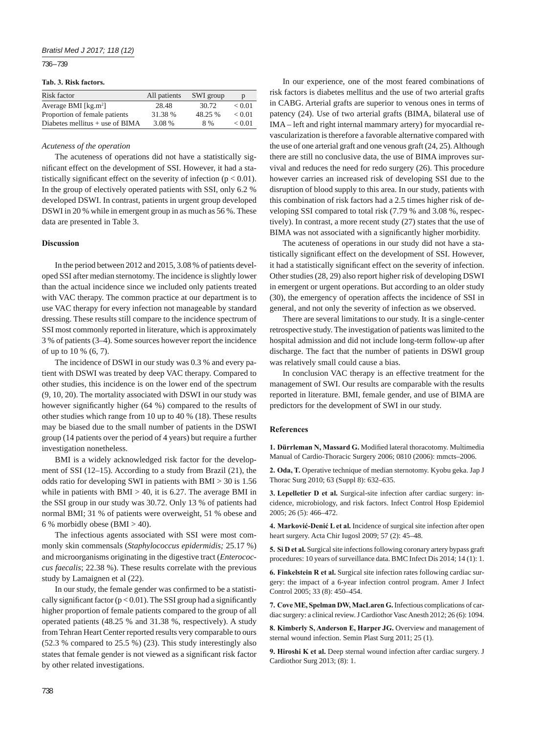**Tab. 3. Risk factors.**

| Risk factor | All patients | SWI group | p |
|---|---|---|---|
| Average BMI [kg.m$^2$] | 28.48 | 30.72 | < 0.01 |
| Proportion of female patients | 31.38 % | 48.25 % | < 0.01 |
| Diabetes mellitus + use of BIMA | 3.08 % | 8 % | < 0.01 |

*Acuteness of the operation*

The acuteness of operations did not have a statistically significant effect on the development of SSI. However, it had a statistically significant effect on the severity of infection ($p < 0.01$). In the group of electively operated patients with SSI, only 6.2 % developed DSWI. In contrast, patients in urgent group developed DSWI in 20 % while in emergent group in as much as 56 %. These data are presented in Table 3.

## Discussion

In the period between 2012 and 2015, 3.08 % of patients developed SSI after median sternotomy. The incidence is slightly lower than the actual incidence since we included only patients treated with VAC therapy. The common practice at our department is to use VAC therapy for every infection not manageable by standard dressing. These results still compare to the incidence spectrum of SSI most commonly reported in literature, which is approximately 3 % of patients (3–4). Some sources however report the incidence of up to 10 % (6, 7).

The incidence of DSWI in our study was 0.3 % and every patient with DSWI was treated by deep VAC therapy. Compared to other studies, this incidence is on the lower end of the spectrum (9, 10, 20). The mortality associated with DSWI in our study was however significantly higher (64 %) compared to the results of other studies which range from 10 up to 40 % (18). These results may be biased due to the small number of patients in the DSWI group (14 patients over the period of 4 years) but require a further investigation nonetheless.

BMI is a widely acknowledged risk factor for the development of SSI (12–15). According to a study from Brazil (21), the odds ratio for developing SWI in patients with BMI > 30 is 1.56 while in patients with BMI > 40, it is 6.27. The average BMI in the SSI group in our study was 30.72. Only 13 % of patients had normal BMI; 31 % of patients were overweight, 51 % obese and 6 % morbidly obese (BMI > 40).

The infectious agents associated with SSI were most commonly skin commensals (*Staphylococcus epidermidis;* 25.17 %) and microorganisms originating in the digestive tract (*Enterococcus faecalis*; 22.38 %). These results correlate with the previous study by Lamaignen et al (22).

In our study, the female gender was confirmed to be a statistically significant factor ($p < 0.01$). The SSI group had a significantly higher proportion of female patients compared to the group of all operated patients (48.25 % and 31.38 %, respectively). A study from Tehran Heart Center reported results very comparable to ours (52.3 % compared to 25.5 %) (23). This study interestingly also states that female gender is not viewed as a significant risk factor by other related investigations.

In our experience, one of the most feared combinations of risk factors is diabetes mellitus and the use of two arterial grafts in CABG. Arterial grafts are superior to venous ones in terms of patency (24). Use of two arterial grafts (BIMA, bilateral use of IMA – left and right internal mammary artery) for myocardial revascularization is therefore a favorable alternative compared with the use of one arterial graft and one venous graft (24, 25). Although there are still no conclusive data, the use of BIMA improves survival and reduces the need for redo surgery (26). This procedure however carries an increased risk of developing SSI due to the disruption of blood supply to this area. In our study, patients with this combination of risk factors had a 2.5 times higher risk of developing SSI compared to total risk (7.79 % and 3.08 %, respectively). In contrast, a more recent study (27) states that the use of BIMA was not associated with a significantly higher morbidity.

The acuteness of operations in our study did not have a statistically significant effect on the development of SSI. However, it had a statistically significant effect on the severity of infection. Other studies (28, 29) also report higher risk of developing DSWI in emergent or urgent operations. But according to an older study (30), the emergency of operation affects the incidence of SSI in general, and not only the severity of infection as we observed.

There are several limitations to our study. It is a single-center retrospective study. The investigation of patients was limited to the hospital admission and did not include long-term follow-up after discharge. The fact that the number of patients in DSWI group was relatively small could cause a bias.

In conclusion VAC therapy is an effective treatment for the management of SWI. Our results are comparable with the results reported in literature. BMI, female gender, and use of BIMA are predictors for the development of SWI in our study.

## References

**1. Dürrleman N, Massard G.** Modified lateral thoracotomy. Multimedia Manual of Cardio-Thoracic Surgery 2006; 0810 (2006): mmcts–2006.

**2. Oda, T.** Operative technique of median sternotomy. Kyobu geka. Jap J Thorac Surg 2010; 63 (Suppl 8): 632–635.

**3. Lepelletier D et al.** Surgical-site infection after cardiac surgery: incidence, microbiology, and risk factors. Infect Control Hosp Epidemiol 2005; 26 (5): 466–472.

**4. Marković-Denić L et al.** Incidence of surgical site infection after open heart surgery. Acta Chir Iugosl 2009; 57 (2): 45–48.

**5. Si D et al.** Surgical site infections following coronary artery bypass graft procedures: 10 years of surveillance data. BMC Infect Dis 2014; 14 (1): 1.

**6. Finkelstein R et al.** Surgical site infection rates following cardiac surgery: the impact of a 6-year infection control program. Amer J Infect Control 2005; 33 (8): 450–454.

**7. Cove ME, Spelman DW, MacLaren G.** Infectious complications of cardiac surgery: a clinical review. J Cardiothor Vasc Anesth 2012; 26 (6): 1094.

**8. Kimberly S, Anderson E, Harper JG.** Overview and management of sternal wound infection. Semin Plast Surg 2011; 25 (1).

**9. Hiroshi K et al.** Deep sternal wound infection after cardiac surgery. J Cardiothor Surg 2013; (8): 1.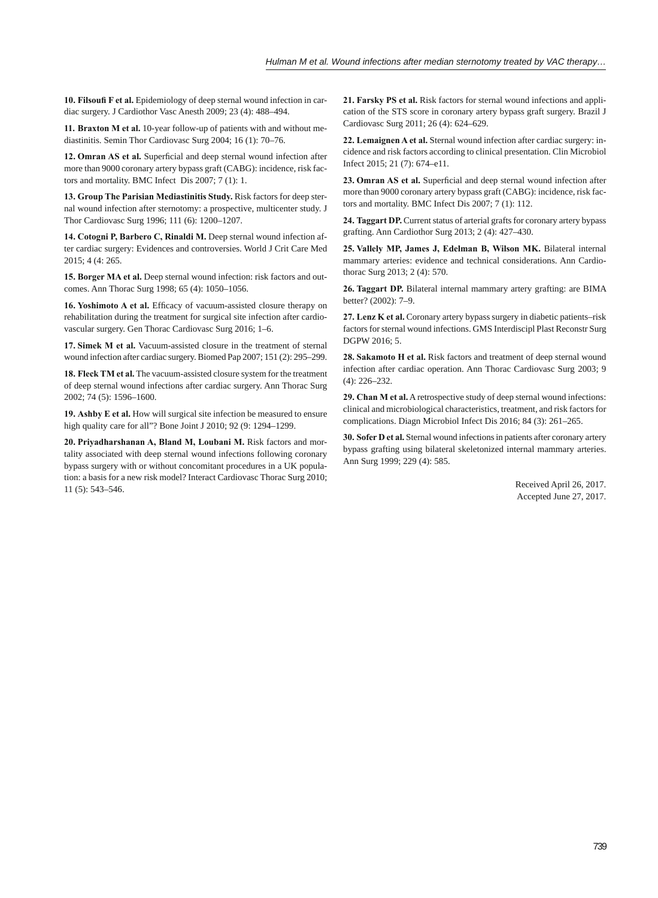**10. Filsoufi F et al.** Epidemiology of deep sternal wound infection in cardiac surgery. J Cardiothor Vasc Anesth 2009; 23 (4): 488–494.

**11. Braxton M et al.** 10-year follow-up of patients with and without mediastinitis. Semin Thor Cardiovasc Surg 2004; 16 (1): 70–76.

**12. Omran AS et al.** Superficial and deep sternal wound infection after more than 9000 coronary artery bypass graft (CABG): incidence, risk factors and mortality. BMC Infect Dis 2007; 7 (1): 1.

**13. Group The Parisian Mediastinitis Study.** Risk factors for deep sternal wound infection after sternotomy: a prospective, multicenter study. J Thor Cardiovasc Surg 1996; 111 (6): 1200–1207.

**14. Cotogni P, Barbero C, Rinaldi M.** Deep sternal wound infection after cardiac surgery: Evidences and controversies. World J Crit Care Med 2015; 4 (4: 265.

**15. Borger MA et al.** Deep sternal wound infection: risk factors and outcomes. Ann Thorac Surg 1998; 65 (4): 1050–1056.

**16. Yoshimoto A et al.** Efficacy of vacuum-assisted closure therapy on rehabilitation during the treatment for surgical site infection after cardiovascular surgery. Gen Thorac Cardiovasc Surg 2016; 1–6.

**17. Simek M et al.** Vacuum-assisted closure in the treatment of sternal wound infection after cardiac surgery. Biomed Pap 2007; 151 (2): 295–299.

**18. Fleck TM et al.** The vacuum-assisted closure system for the treatment of deep sternal wound infections after cardiac surgery. Ann Thorac Surg 2002; 74 (5): 1596–1600.

**19. Ashby E et al.** How will surgical site infection be measured to ensure high quality care for all"? Bone Joint J 2010; 92 (9: 1294–1299.

**20. Priyadharshanan A, Bland M, Loubani M.** Risk factors and mortality associated with deep sternal wound infections following coronary bypass surgery with or without concomitant procedures in a UK population: a basis for a new risk model? Interact Cardiovasc Thorac Surg 2010; 11 (5): 543–546.

**21. Farsky PS et al.** Risk factors for sternal wound infections and application of the STS score in coronary artery bypass graft surgery. Brazil J Cardiovasc Surg 2011; 26 (4): 624–629.

**22. Lemaignen A et al.** Sternal wound infection after cardiac surgery: incidence and risk factors according to clinical presentation. Clin Microbiol Infect 2015; 21 (7): 674–e11.

**23. Omran AS et al.** Superficial and deep sternal wound infection after more than 9000 coronary artery bypass graft (CABG): incidence, risk factors and mortality. BMC Infect Dis 2007; 7 (1): 112.

**24. Taggart DP.** Current status of arterial grafts for coronary artery bypass grafting. Ann Cardiothor Surg 2013; 2 (4): 427–430.

**25. Vallely MP, James J, Edelman B, Wilson MK.** Bilateral internal mammary arteries: evidence and technical considerations. Ann Cardiothorac Surg 2013; 2 (4): 570.

**26. Taggart DP.** Bilateral internal mammary artery grafting: are BIMA better? (2002): 7–9.

**27. Lenz K et al.** Coronary artery bypass surgery in diabetic patients–risk factors for sternal wound infections. GMS Interdiscipl Plast Reconstr Surg DGPW 2016; 5.

**28. Sakamoto H et al.** Risk factors and treatment of deep sternal wound infection after cardiac operation. Ann Thorac Cardiovasc Surg 2003; 9 (4): 226–232.

**29. Chan M et al.** A retrospective study of deep sternal wound infections: clinical and microbiological characteristics, treatment, and risk factors for complications. Diagn Microbiol Infect Dis 2016; 84 (3): 261–265.

**30. Sofer D et al.** Sternal wound infections in patients after coronary artery bypass grafting using bilateral skeletonized internal mammary arteries. Ann Surg 1999; 229 (4): 585.

Received April 26, 2017.
Accepted June 27, 2017.